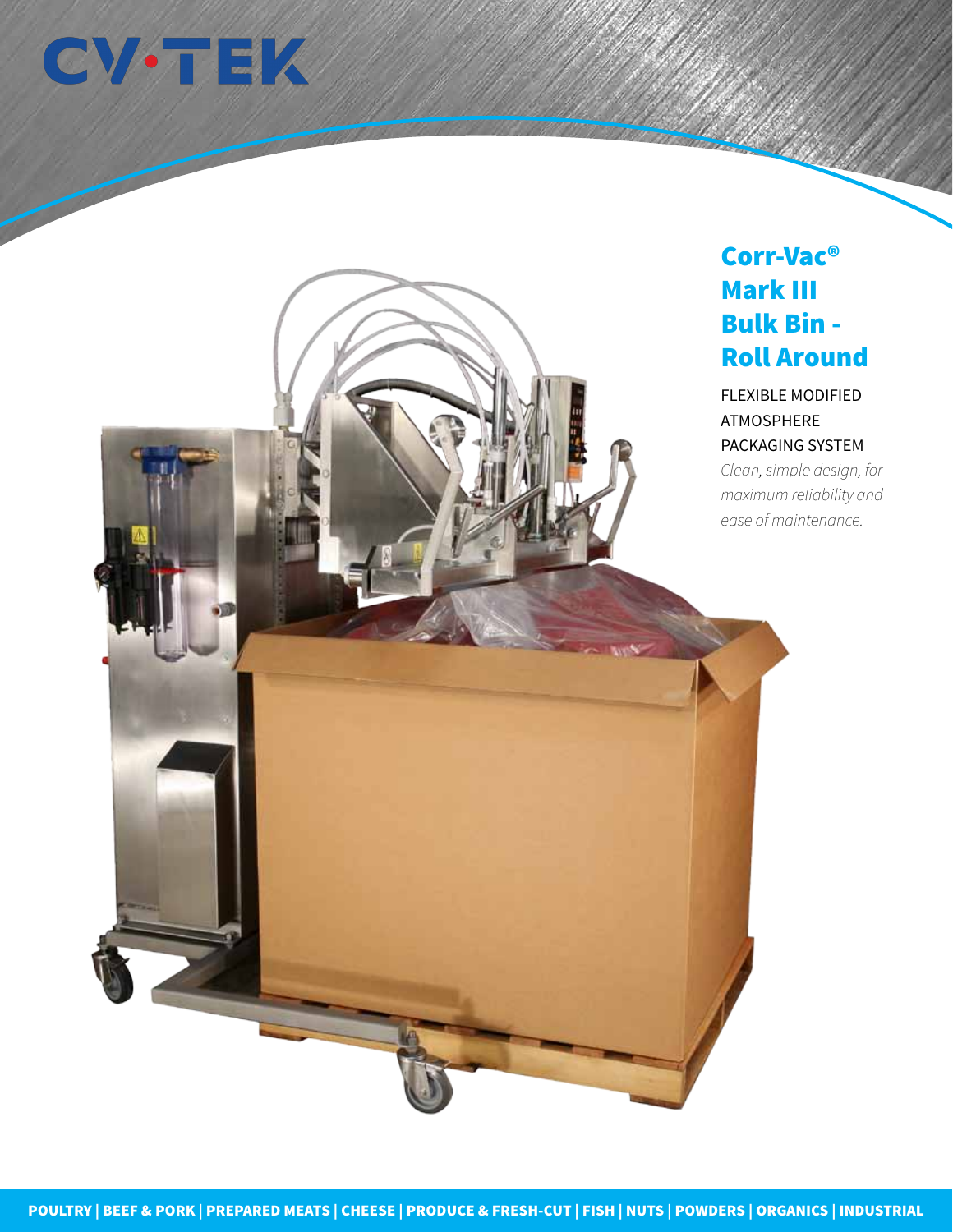CV·TEK

# Corr-Vac® Mark III Bulk Bin - Roll Around

FLEXIBLE MODIFIED ATMOSPHERE PACKAGING SYSTEM

*Clean, simple design, for maximum reliability and ease of maintenance.*

**POULTRY | BEEF & PORK | PREPARED MEATS | CHEESE | PRODUCE & FRESH-CUT | FISH | NUTS | POWDERS | ORGANICS | INDUSTRIAL**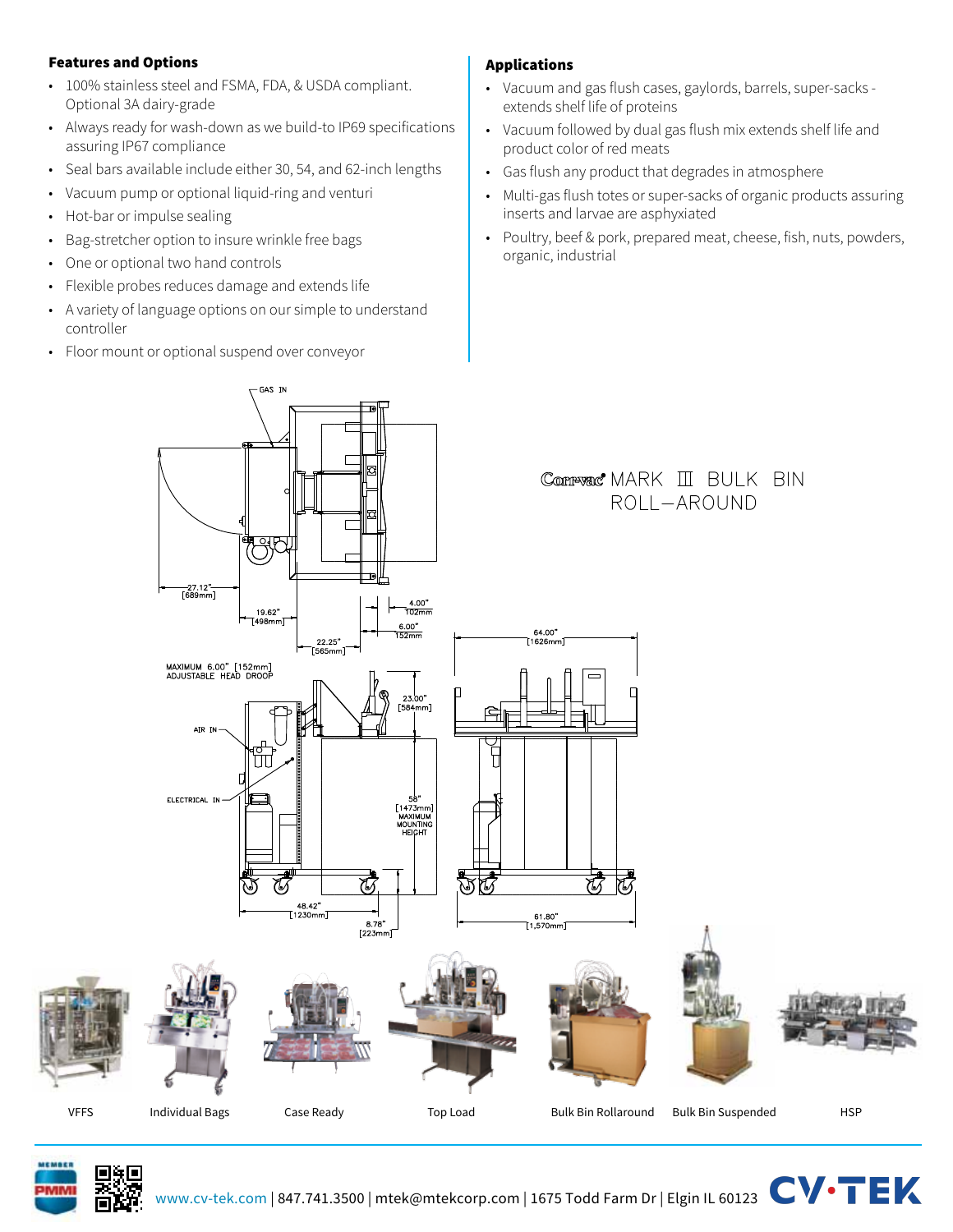### Features and Options

- 100% stainless steel and FSMA, FDA, & USDA compliant. Optional 3A dairy-grade
- Always ready for wash-down as we build-to IP69 specifications assuring IP67 compliance
- Seal bars available include either 30, 54, and 62-inch lengths
- Vacuum pump or optional liquid-ring and venturi
- Hot-bar or impulse sealing
- Bag-stretcher option to insure wrinkle free bags
- One or optional two hand controls
- Flexible probes reduces damage and extends life
- A variety of language options on our simple to understand controller
- Floor mount or optional suspend over conveyor

### Applications

- Vacuum and gas flush cases, gaylords, barrels, super-sacks - extends shelf life of proteins
- Vacuum followed by dual gas flush mix extends shelf life and product color of red meats
- Gas flush any product that degrades in atmosphere
- Multi-gas flush totes or super-sacks of organic products assuring inserts and larvae are asphyxiated
- Poultry, beef & pork, prepared meat, cheese, fish, nuts, powders, organic, industrial

Corrvac MARK III BULK BIN ROLL–AROUND

GAS IN

27.12" [689mm]

19.62" [498mm]

22.25" [565mm]

4.00" [102mm]

6.00" [152mm]

64.00" [1626mm]

MAXIMUM 6.00" [152mm] ADJUSTABLE HEAD DROOP

23.00" [584mm]

AIR IN

ELECTRICAL IN

58" [1473mm] MAXIMUM MOUNTING HEIGHT

48.42" [1230mm]

8.78" [223mm]

61.80" [1,570mm]

VFFS | Individual Bags | Case Ready | Top Load | Bulk Bin Rollaround | Bulk Bin Suspended | HSP

www.cv-tek.com | 847.741.3500 | mtek@mtekcorp.com | 1675 Todd Farm Dr | Elgin IL 60123

CV·TEK